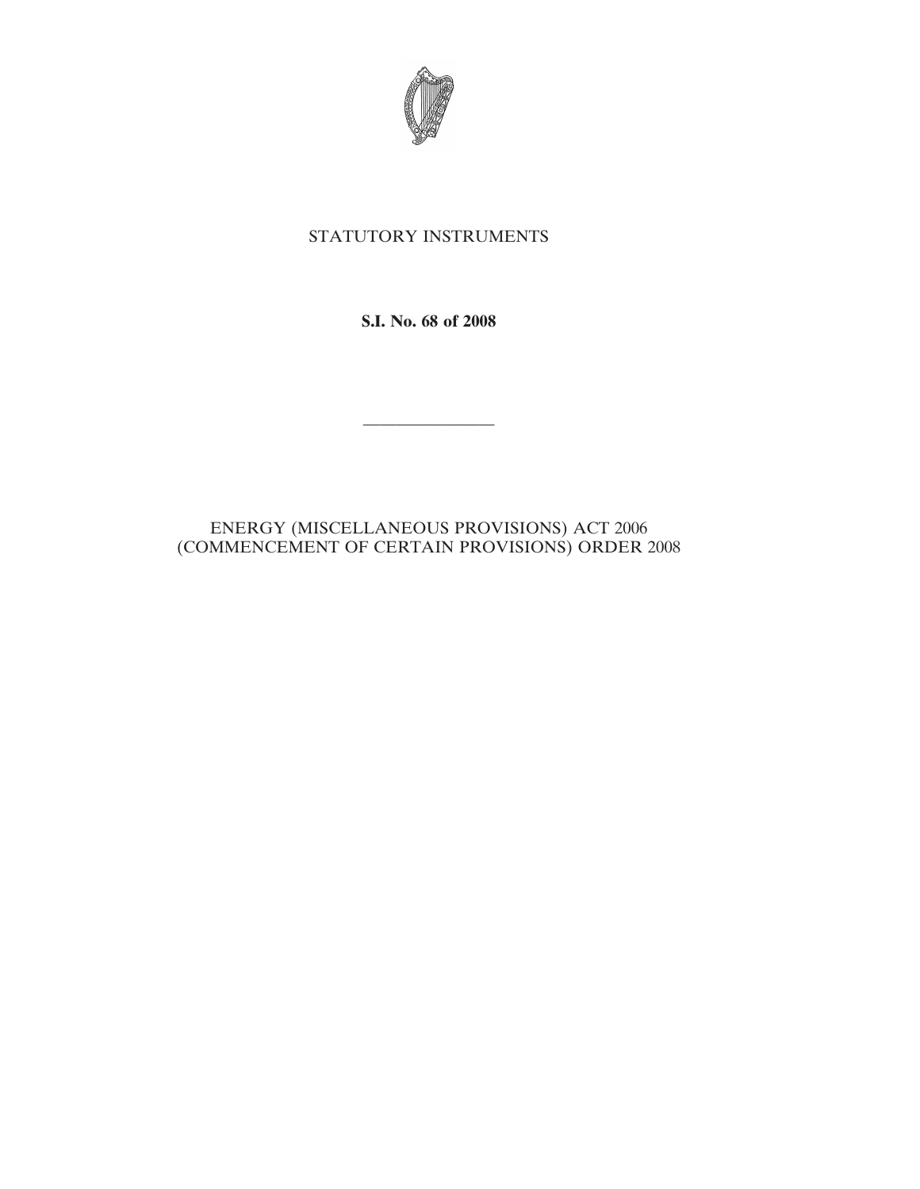STATUTORY INSTRUMENTS

**S.I. No. 68 of 2008**

---

ENERGY (MISCELLANEOUS PROVISIONS) ACT 2006 (COMMENCEMENT OF CERTAIN PROVISIONS) ORDER 2008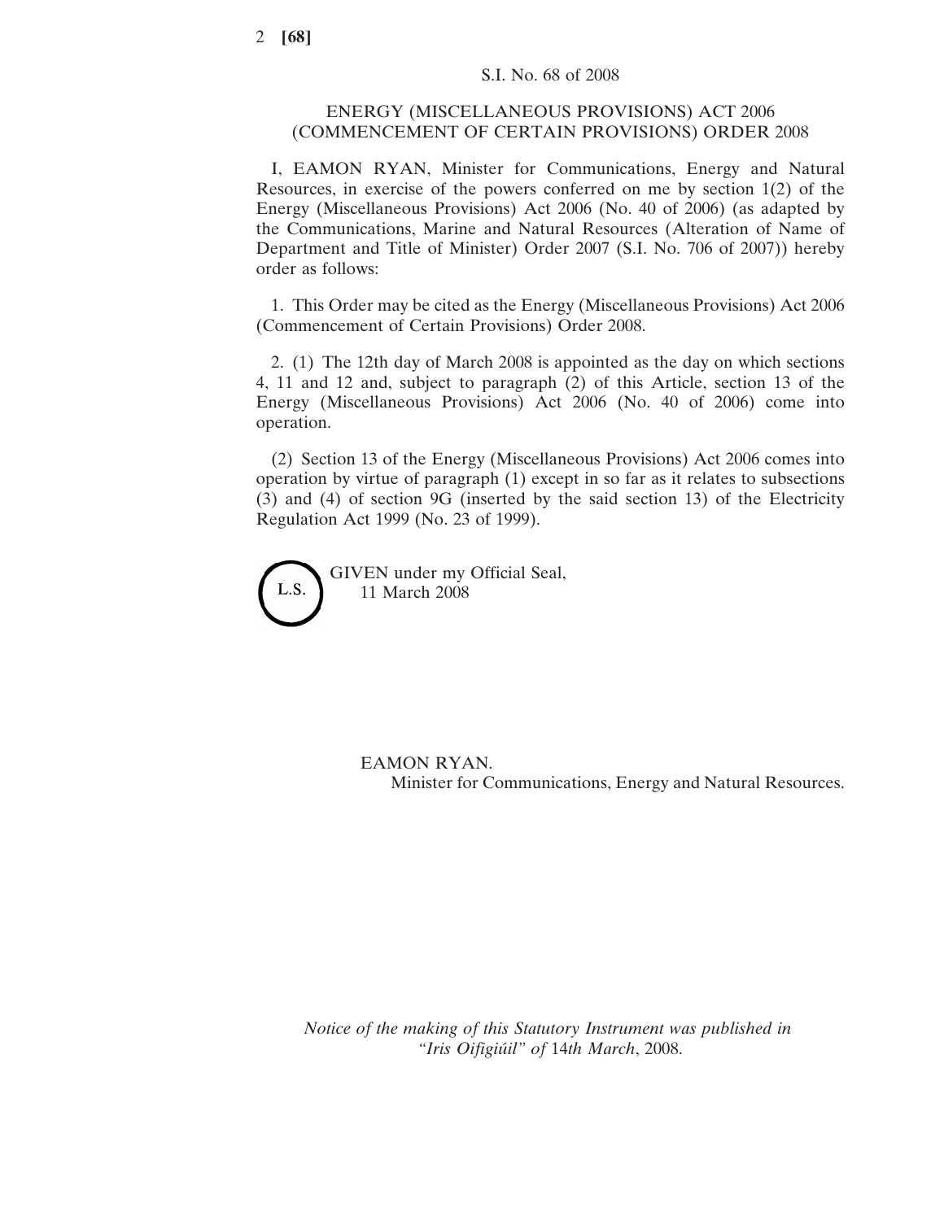S.I. No. 68 of 2008

# ENERGY (MISCELLANEOUS PROVISIONS) ACT 2006 (COMMENCEMENT OF CERTAIN PROVISIONS) ORDER 2008

I, EAMON RYAN, Minister for Communications, Energy and Natural Resources, in exercise of the powers conferred on me by section 1(2) of the Energy (Miscellaneous Provisions) Act 2006 (No. 40 of 2006) (as adapted by the Communications, Marine and Natural Resources (Alteration of Name of Department and Title of Minister) Order 2007 (S.I. No. 706 of 2007)) hereby order as follows:

1. This Order may be cited as the Energy (Miscellaneous Provisions) Act 2006 (Commencement of Certain Provisions) Order 2008.

2. (1) The 12th day of March 2008 is appointed as the day on which sections 4, 11 and 12 and, subject to paragraph (2) of this Article, section 13 of the Energy (Miscellaneous Provisions) Act 2006 (No. 40 of 2006) come into operation.

(2) Section 13 of the Energy (Miscellaneous Provisions) Act 2006 comes into operation by virtue of paragraph (1) except in so far as it relates to subsections (3) and (4) of section 9G (inserted by the said section 13) of the Electricity Regulation Act 1999 (No. 23 of 1999).

L.S.

GIVEN under my Official Seal,
11 March 2008

EAMON RYAN.
Minister for Communications, Energy and Natural Resources.

*Notice of the making of this Statutory Instrument was published in "Iris Oifigiúil" of 14th March, 2008.*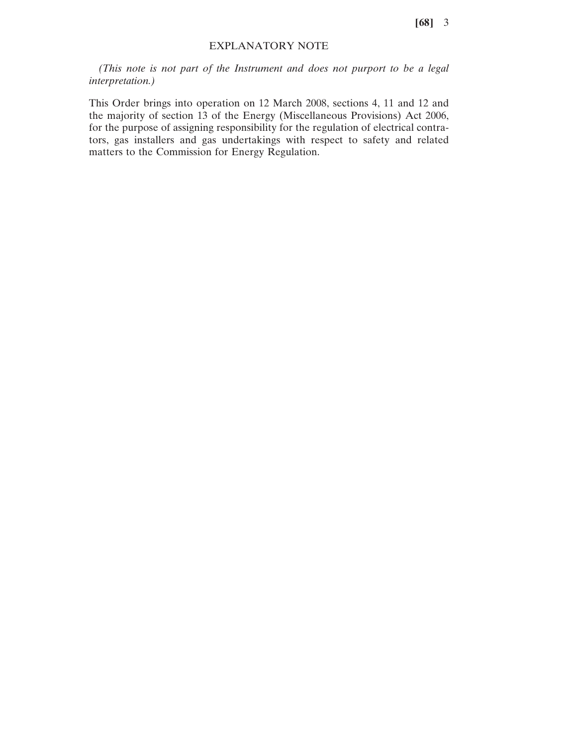## EXPLANATORY NOTE

*(This note is not part of the Instrument and does not purport to be a legal interpretation.)*

This Order brings into operation on 12 March 2008, sections 4, 11 and 12 and the majority of section 13 of the Energy (Miscellaneous Provisions) Act 2006, for the purpose of assigning responsibility for the regulation of electrical contractors, gas installers and gas undertakings with respect to safety and related matters to the Commission for Energy Regulation.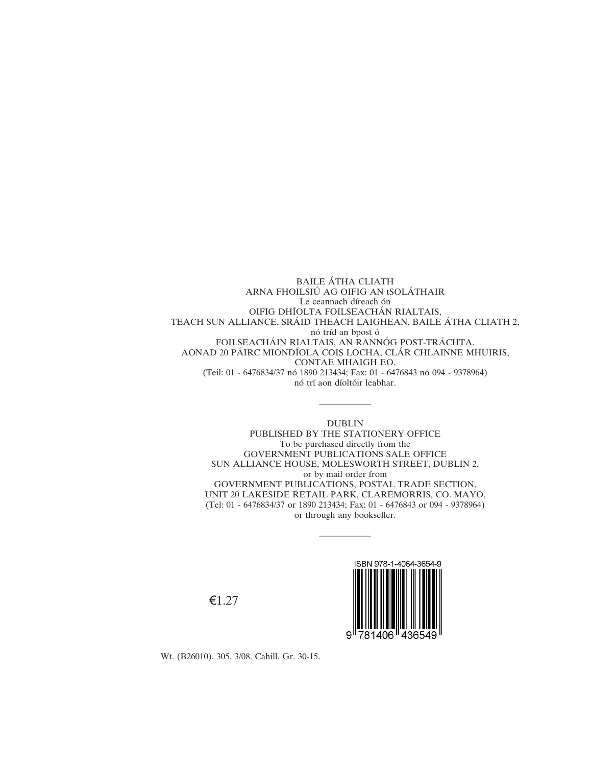BAILE ÁTHA CLIATH
ARNA FHOILSIÚ AG OIFIG AN tSOLÁTHAIR
Le ceannach díreach ón
OIFIG DHÍOLTA FOILSEACHÁN RIALTAIS,
TEACH SUN ALLIANCE, SRÁID THEACH LAIGHEAN, BAILE ÁTHA CLIATH 2,
nó tríd an bpost ó
FOILSEACHÁIN RIALTAIS, AN RANNÓG POST-TRÁCHTA,
AONAD 20 PÁIRC MIONDÍOLA COIS LOCHA, CLÁR CHLAINNE MHUIRIS,
CONTAE MHAIGH EO,
(Teil: 01 - 6476834/37 nó 1890 213434; Fax: 01 - 6476843 nó 094 - 9378964)
nó trí aon díoltóir leabhar.

---

DUBLIN
PUBLISHED BY THE STATIONERY OFFICE
To be purchased directly from the
GOVERNMENT PUBLICATIONS SALE OFFICE
SUN ALLIANCE HOUSE, MOLESWORTH STREET, DUBLIN 2,
or by mail order from
GOVERNMENT PUBLICATIONS, POSTAL TRADE SECTION,
UNIT 20 LAKESIDE RETAIL PARK, CLAREMORRIS, CO. MAYO,
(Tel: 01 - 6476834/37 or 1890 213434; Fax: 01 - 6476843 or 094 - 9378964)
or through any bookseller.

---

ISBN 978-1-4064-3654-9

9 781406 436549

€1.27

Wt. (B26010). 305. 3/08. Cahill. Gr. 30-15.